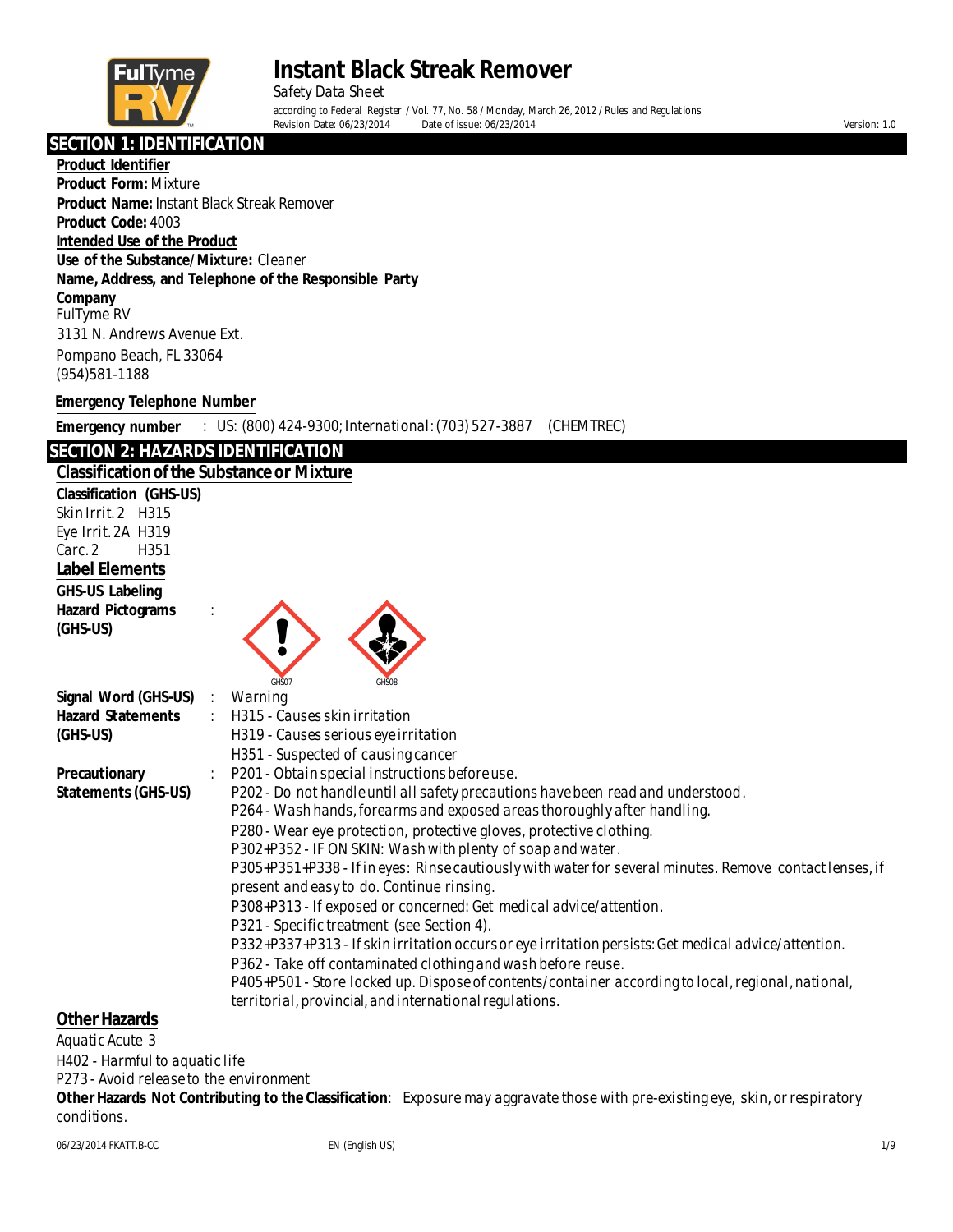# Instant Black Streak Remover

Safety Data Sheet

according to Federal Register / Vol. 77, No. 58 / Monday, March 26, 2012 / Rules and Regulations

Revision Date: 06/23/2014 Date of issue: 06/23/2014 Version: 1.0

## SECTION 1: IDENTIFICATION

**Product Identifier**

**Product Form:** Mixture

**Product Name:** Instant Black Streak Remover

**Product Code:** 4003

**Intended Use of the Product**

**Use of the Substance/Mixture:** Cleaner

**Name, Address, and Telephone of the Responsible Party**

**Company**

FulTyme RV
3131 N. Andrews Avenue Ext.
Pompano Beach, FL 33064
(954)581-1188

**Emergency Telephone Number**

**Emergency number** : US: (800) 424-9300; International: (703) 527-3887 (CHEMTREC)

## SECTION 2: HAZARDS IDENTIFICATION

### Classification of the Substance or Mixture

**Classification (GHS-US)**

Skin Irrit. 2 H315
Eye Irrit. 2A H319
Carc. 2 H351

### Label Elements

**GHS-US Labeling**

**Hazard Pictograms (GHS-US)** :

GHS07 GHS08

**Signal Word (GHS-US)** : Warning

**Hazard Statements (GHS-US)** :
H315 - Causes skin irritation
H319 - Causes serious eye irritation
H351 - Suspected of causing cancer

**Precautionary Statements (GHS-US)** :
P201 - Obtain special instructions before use.
P202 - Do not handle until all safety precautions have been read and understood.
P264 - Wash hands, forearms and exposed areas thoroughly after handling.
P280 - Wear eye protection, protective gloves, protective clothing.
P302+P352 - IF ON SKIN: Wash with plenty of soap and water.
P305+P351+P338 - If in eyes: Rinse cautiously with water for several minutes. Remove contact lenses, if present and easy to do. Continue rinsing.
P308+P313 - If exposed or concerned: Get medical advice/attention.
P321 - Specific treatment (see Section 4).
P332+P337+P313 - If skin irritation occurs or eye irritation persists: Get medical advice/attention.
P362 - Take off contaminated clothing and wash before reuse.
P405+P501 - Store locked up. Dispose of contents/container according to local, regional, national, territorial, provincial, and international regulations.

### Other Hazards

Aquatic Acute 3
H402 - Harmful to aquatic life
P273 - Avoid release to the environment

**Other Hazards Not Contributing to the Classification**: Exposure may aggravate those with pre-existing eye, skin, or respiratory conditions.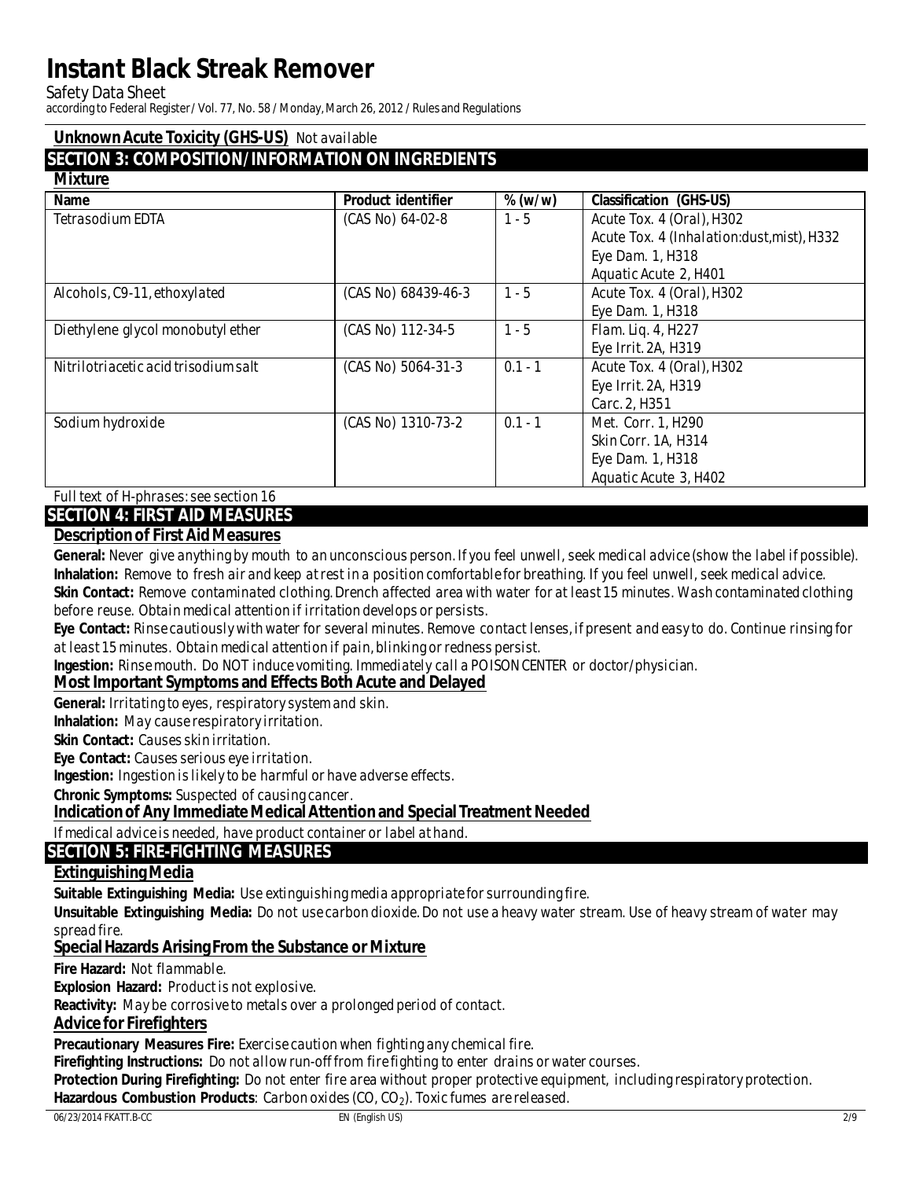**Unknown Acute Toxicity (GHS-US)** Not available

## SECTION 3: COMPOSITION/INFORMATION ON INGREDIENTS

**Mixture**

| Name | Product identifier | % (w/w) | Classification (GHS-US) |
|---|---|---|---|
| Tetrasodium EDTA | (CAS No) 64-02-8 | 1 - 5 | Acute Tox. 4 (Oral), H302<br>Acute Tox. 4 (Inhalation:dust,mist), H332<br>Eye Dam. 1, H318<br>Aquatic Acute 2, H401 |
| Alcohols, C9-11, ethoxylated | (CAS No) 68439-46-3 | 1 - 5 | Acute Tox. 4 (Oral), H302<br>Eye Dam. 1, H318 |
| Diethylene glycol monobutyl ether | (CAS No) 112-34-5 | 1 - 5 | Flam. Liq. 4, H227<br>Eye Irrit. 2A, H319 |
| Nitrilotriacetic acid trisodium salt | (CAS No) 5064-31-3 | 0.1 - 1 | Acute Tox. 4 (Oral), H302<br>Eye Irrit. 2A, H319<br>Carc. 2, H351 |
| Sodium hydroxide | (CAS No) 1310-73-2 | 0.1 - 1 | Met. Corr. 1, H290<br>Skin Corr. 1A, H314<br>Eye Dam. 1, H318<br>Aquatic Acute 3, H402 |

Full text of H-phrases: see section 16

## SECTION 4: FIRST AID MEASURES

### Description of First Aid Measures

**General:** Never give anything by mouth to an unconscious person. If you feel unwell, seek medical advice (show the label if possible).

**Inhalation:** Remove to fresh air and keep at rest in a position comfortable for breathing. If you feel unwell, seek medical advice.

**Skin Contact:** Remove contaminated clothing. Drench affected area with water for at least 15 minutes. Wash contaminated clothing before reuse. Obtain medical attention if irritation develops or persists.

**Eye Contact:** Rinse cautiously with water for several minutes. Remove contact lenses, if present and easy to do. Continue rinsing for at least 15 minutes. Obtain medical attention if pain, blinking or redness persist.

**Ingestion:** Rinse mouth. Do NOT induce vomiting. Immediately call a POISON CENTER or doctor/physician.

### Most Important Symptoms and Effects Both Acute and Delayed

**General:** Irritating to eyes, respiratory system and skin.

**Inhalation:** May cause respiratory irritation.

**Skin Contact:** Causes skin irritation.

**Eye Contact:** Causes serious eye irritation.

**Ingestion:** Ingestion is likely to be harmful or have adverse effects.

**Chronic Symptoms:** Suspected of causing cancer.

### Indication of Any Immediate Medical Attention and Special Treatment Needed

If medical advice is needed, have product container or label at hand.

## SECTION 5: FIRE-FIGHTING MEASURES

### Extinguishing Media

**Suitable Extinguishing Media:** Use extinguishing media appropriate for surrounding fire.

**Unsuitable Extinguishing Media:** Do not use carbon dioxide. Do not use a heavy water stream. Use of heavy stream of water may spread fire.

### Special Hazards Arising From the Substance or Mixture

**Fire Hazard:** Not flammable.

**Explosion Hazard:** Product is not explosive.

**Reactivity:** May be corrosive to metals over a prolonged period of contact.

### Advice for Firefighters

**Precautionary Measures Fire:** Exercise caution when fighting any chemical fire.

**Firefighting Instructions:** Do not allow run-off from fire fighting to enter drains or water courses.

**Protection During Firefighting:** Do not enter fire area without proper protective equipment, including respiratory protection.

**Hazardous Combustion Products**: Carbon oxides ($CO$, $CO_2$). Toxic fumes are released.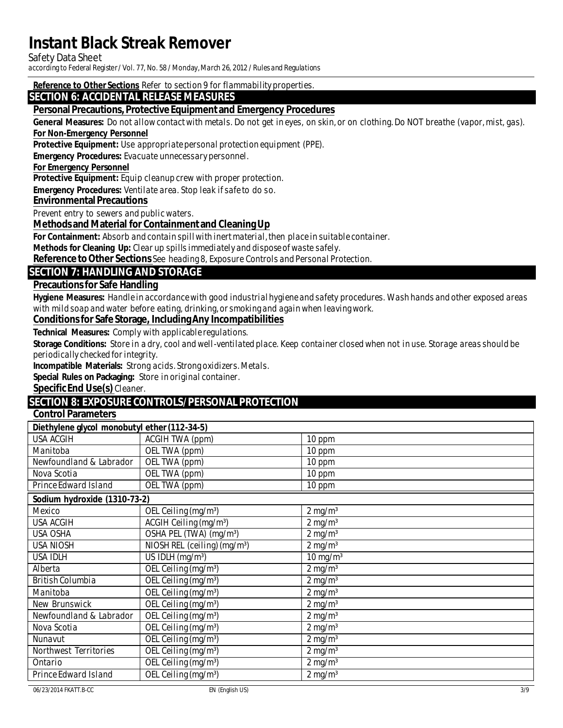**Reference to Other Sections** Refer to section 9 for flammability properties.

## SECTION 6: ACCIDENTAL RELEASE MEASURES

### Personal Precautions, Protective Equipment and Emergency Procedures

**General Measures:** Do not allow contact with metals. Do not get in eyes, on skin, or on clothing. Do NOT breathe (vapor, mist, gas).

**For Non-Emergency Personnel**

**Protective Equipment:** Use appropriate personal protection equipment (PPE).

**Emergency Procedures:** Evacuate unnecessary personnel.

**For Emergency Personnel**

**Protective Equipment:** Equip cleanup crew with proper protection.

**Emergency Procedures:** Ventilate area. Stop leak if safe to do so.

### Environmental Precautions

Prevent entry to sewers and public waters.

### Methods and Material for Containment and Cleaning Up

**For Containment:** Absorb and contain spill with inert material, then place in suitable container.

**Methods for Cleaning Up:** Clear up spills immediately and dispose of waste safely.

**Reference to Other Sections** See heading 8, Exposure Controls and Personal Protection.

## SECTION 7: HANDLING AND STORAGE

### Precautions for Safe Handling

**Hygiene Measures:** Handle in accordance with good industrial hygiene and safety procedures. Wash hands and other exposed areas with mild soap and water before eating, drinking, or smoking and again when leaving work.

### Conditions for Safe Storage, Including Any Incompatibilities

**Technical Measures:** Comply with applicable regulations.

**Storage Conditions:** Store in a dry, cool and well-ventilated place. Keep container closed when not in use. Storage areas should be periodically checked for integrity.

**Incompatible Materials:** Strong acids. Strong oxidizers. Metals.

**Special Rules on Packaging:** Store in original container.

**Specific End Use(s)** Cleaner.

## SECTION 8: EXPOSURE CONTROLS/PERSONAL PROTECTION

### Control Parameters

| Diethylene glycol monobutyl ether (112-34-5) | | |
|---|---|---|
| USA ACGIH | ACGIH TWA (ppm) | 10 ppm |
| Manitoba | OEL TWA (ppm) | 10 ppm |
| Newfoundland & Labrador | OEL TWA (ppm) | 10 ppm |
| Nova Scotia | OEL TWA (ppm) | 10 ppm |
| Prince Edward Island | OEL TWA (ppm) | 10 ppm |

| Sodium hydroxide (1310-73-2) | | |
|---|---|---|
| Mexico | OEL Ceiling (mg/m³) | 2 mg/m³ |
| USA ACGIH | ACGIH Ceiling (mg/m³) | 2 mg/m³ |
| USA OSHA | OSHA PEL (TWA) (mg/m³) | 2 mg/m³ |
| USA NIOSH | NIOSH REL (ceiling) (mg/m³) | 2 mg/m³ |
| USA IDLH | US IDLH (mg/m³) | 10 mg/m³ |
| Alberta | OEL Ceiling (mg/m³) | 2 mg/m³ |
| British Columbia | OEL Ceiling (mg/m³) | 2 mg/m³ |
| Manitoba | OEL Ceiling (mg/m³) | 2 mg/m³ |
| New Brunswick | OEL Ceiling (mg/m³) | 2 mg/m³ |
| Newfoundland & Labrador | OEL Ceiling (mg/m³) | 2 mg/m³ |
| Nova Scotia | OEL Ceiling (mg/m³) | 2 mg/m³ |
| Nunavut | OEL Ceiling (mg/m³) | 2 mg/m³ |
| Northwest Territories | OEL Ceiling (mg/m³) | 2 mg/m³ |
| Ontario | OEL Ceiling (mg/m³) | 2 mg/m³ |
| Prince Edward Island | OEL Ceiling (mg/m³) | 2 mg/m³ |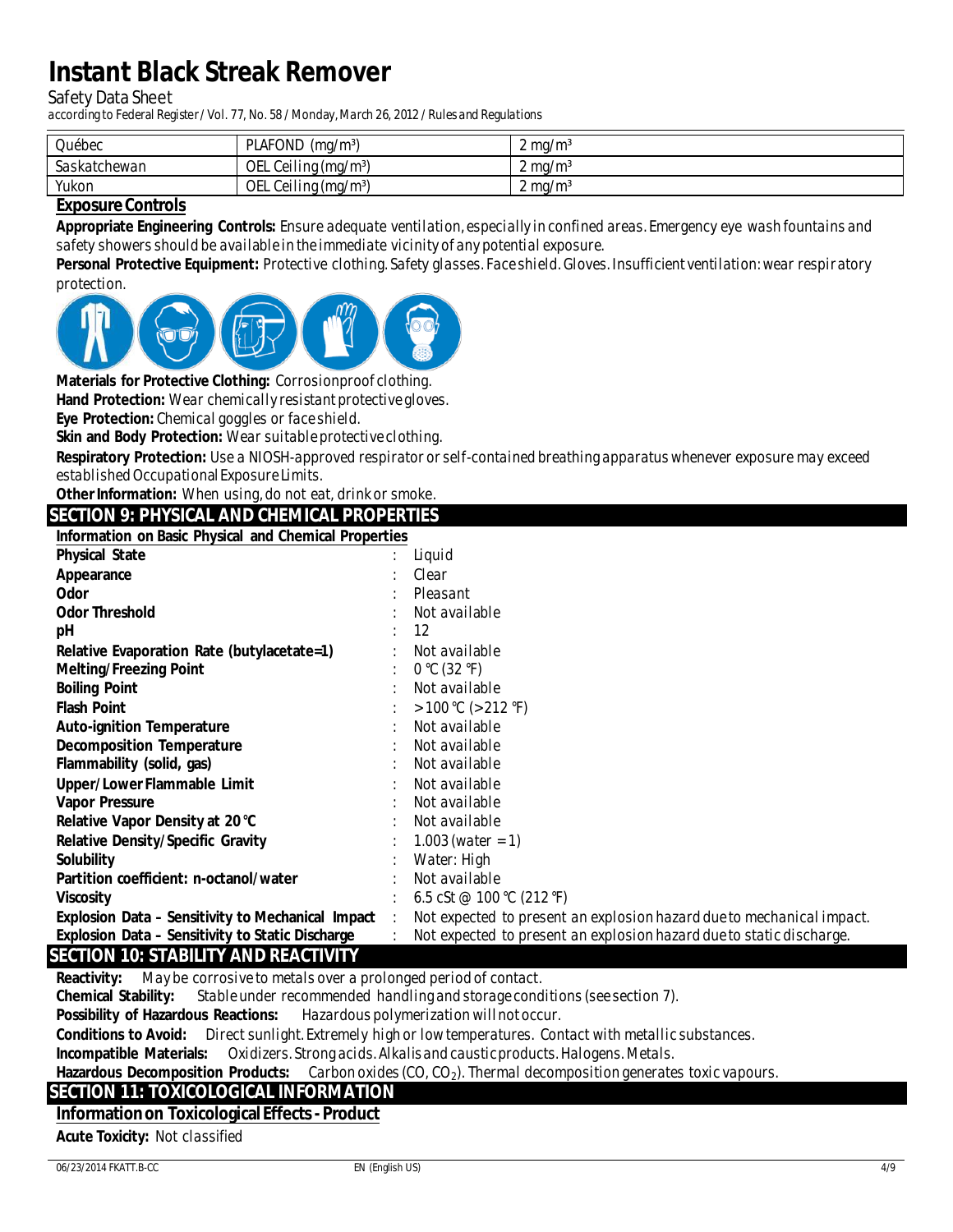| Québec | PLAFOND (mg/m³) | 2 mg/m³ |
|---|---|---|
| Saskatchewan | OEL Ceiling (mg/m³) | 2 mg/m³ |
| Yukon | OEL Ceiling (mg/m³) | 2 mg/m³ |

### Exposure Controls

**Appropriate Engineering Controls:** Ensure adequate ventilation, especially in confined areas. Emergency eye wash fountains and safety showers should be available in the immediate vicinity of any potential exposure.

**Personal Protective Equipment:** Protective clothing. Safety glasses. Face shield. Gloves. Insufficient ventilation: wear respiratory protection.

**Materials for Protective Clothing:** Corrosionproof clothing.

**Hand Protection:** Wear chemically resistant protective gloves.

**Eye Protection:** Chemical goggles or face shield.

**Skin and Body Protection:** Wear suitable protective clothing.

**Respiratory Protection:** Use a NIOSH-approved respirator or self-contained breathing apparatus whenever exposure may exceed established Occupational Exposure Limits.

**Other Information:** When using, do not eat, drink or smoke.

## SECTION 9: PHYSICAL AND CHEMICAL PROPERTIES

### Information on Basic Physical and Chemical Properties

| Property | | Value |
|---|---|---|
| **Physical State** | : | Liquid |
| **Appearance** | : | Clear |
| **Odor** | : | Pleasant |
| **Odor Threshold** | : | Not available |
| **pH** | : | 12 |
| **Relative Evaporation Rate (butylacetate=1)** | : | Not available |
| **Melting/Freezing Point** | : | 0 °C (32 °F) |
| **Boiling Point** | : | Not available |
| **Flash Point** | : | > 100 °C (> 212 °F) |
| **Auto-ignition Temperature** | : | Not available |
| **Decomposition Temperature** | : | Not available |
| **Flammability (solid, gas)** | : | Not available |
| **Upper/Lower Flammable Limit** | : | Not available |
| **Vapor Pressure** | : | Not available |
| **Relative Vapor Density at 20 °C** | : | Not available |
| **Relative Density/Specific Gravity** | : | 1.003 (water = 1) |
| **Solubility** | : | Water: High |
| **Partition coefficient: n-octanol/water** | : | Not available |
| **Viscosity** | : | 6.5 cSt @ 100 °C (212 °F) |
| **Explosion Data – Sensitivity to Mechanical Impact** | : | Not expected to present an explosion hazard due to mechanical impact. |
| **Explosion Data – Sensitivity to Static Discharge** | : | Not expected to present an explosion hazard due to static discharge. |

## SECTION 10: STABILITY AND REACTIVITY

**Reactivity:** May be corrosive to metals over a prolonged period of contact.

**Chemical Stability:** Stable under recommended handling and storage conditions (see section 7).

**Possibility of Hazardous Reactions:** Hazardous polymerization will not occur.

**Conditions to Avoid:** Direct sunlight. Extremely high or low temperatures. Contact with metallic substances.

**Incompatible Materials:** Oxidizers. Strong acids. Alkalis and caustic products. Halogens. Metals.

**Hazardous Decomposition Products:** Carbon oxides ($CO$, $CO_2$). Thermal decomposition generates toxic vapours.

## SECTION 11: TOXICOLOGICAL INFORMATION

### Information on Toxicological Effects - Product

**Acute Toxicity:** Not classified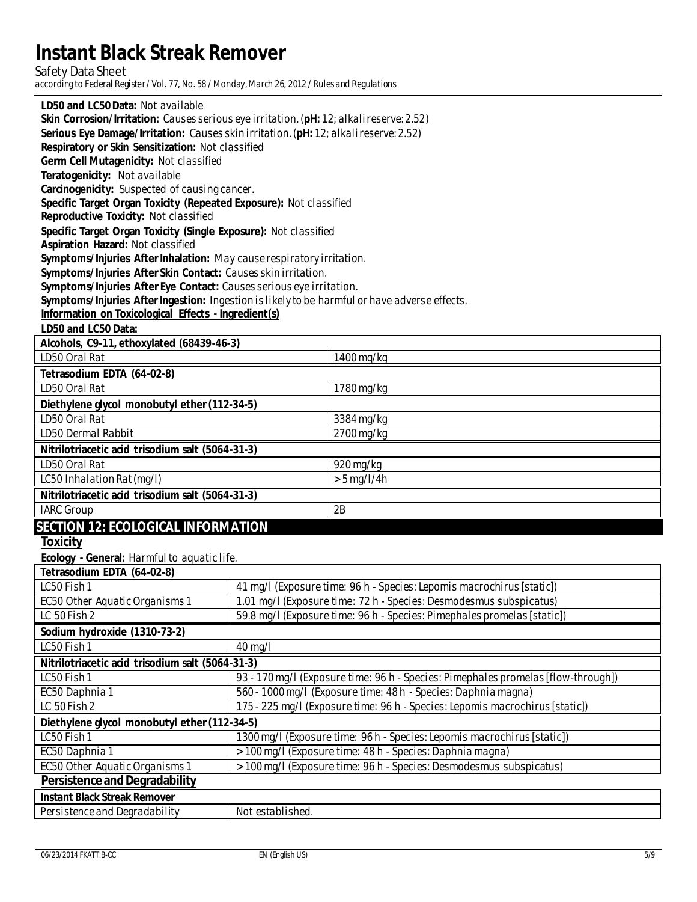**LD50 and LC50 Data:** Not available

**Skin Corrosion/Irritation:** Causes serious eye irritation. (**pH:** 12; alkali reserve: 2.52)

**Serious Eye Damage/Irritation:** Causes skin irritation. (**pH:** 12; alkali reserve: 2.52)

**Respiratory or Skin Sensitization:** Not classified

**Germ Cell Mutagenicity:** Not classified

**Teratogenicity:** Not available

**Carcinogenicity:** Suspected of causing cancer.

**Specific Target Organ Toxicity (Repeated Exposure):** Not classified

**Reproductive Toxicity:** Not classified

**Specific Target Organ Toxicity (Single Exposure):** Not classified

**Aspiration Hazard:** Not classified

**Symptoms/Injuries After Inhalation:** May cause respiratory irritation.

**Symptoms/Injuries After Skin Contact:** Causes skin irritation.

**Symptoms/Injuries After Eye Contact:** Causes serious eye irritation.

**Symptoms/Injuries After Ingestion:** Ingestion is likely to be harmful or have adverse effects.

**Information on Toxicological Effects - Ingredient(s)**

**LD50 and LC50 Data:**

| **Alcohols, C9-11, ethoxylated (68439-46-3)** | |
|---|---|
| LD50 Oral Rat | 1400 mg/kg |
| **Tetrasodium EDTA (64-02-8)** | |
| LD50 Oral Rat | 1780 mg/kg |
| **Diethylene glycol monobutyl ether (112-34-5)** | |
| LD50 Oral Rat | 3384 mg/kg |
| LD50 Dermal Rabbit | 2700 mg/kg |
| **Nitrilotriacetic acid trisodium salt (5064-31-3)** | |
| LD50 Oral Rat | 920 mg/kg |
| LC50 Inhalation Rat (mg/l) | > 5 mg/l/4h |
| **Nitrilotriacetic acid trisodium salt (5064-31-3)** | |
| IARC Group | 2B |

## SECTION 12: ECOLOGICAL INFORMATION

**Toxicity**

**Ecology - General:** Harmful to aquatic life.

| **Tetrasodium EDTA (64-02-8)** | |
|---|---|
| LC50 Fish 1 | 41 mg/l (Exposure time: 96 h - Species: Lepomis macrochirus [static]) |
| EC50 Other Aquatic Organisms 1 | 1.01 mg/l (Exposure time: 72 h - Species: Desmodesmus subspicatus) |
| LC 50 Fish 2 | 59.8 mg/l (Exposure time: 96 h - Species: Pimephales promelas [static]) |
| **Sodium hydroxide (1310-73-2)** | |
| LC50 Fish 1 | 40 mg/l |
| **Nitrilotriacetic acid trisodium salt (5064-31-3)** | |
| LC50 Fish 1 | 93 - 170 mg/l (Exposure time: 96 h - Species: Pimephales promelas [flow-through]) |
| EC50 Daphnia 1 | 560 - 1000 mg/l (Exposure time: 48 h - Species: Daphnia magna) |
| LC 50 Fish 2 | 175 - 225 mg/l (Exposure time: 96 h - Species: Lepomis macrochirus [static]) |
| **Diethylene glycol monobutyl ether (112-34-5)** | |
| LC50 Fish 1 | 1300 mg/l (Exposure time: 96 h - Species: Lepomis macrochirus [static]) |
| EC50 Daphnia 1 | > 100 mg/l (Exposure time: 48 h - Species: Daphnia magna) |
| EC50 Other Aquatic Organisms 1 | > 100 mg/l (Exposure time: 96 h - Species: Desmodesmus subspicatus) |

**Persistence and Degradability**

| **Instant Black Streak Remover** | |
|---|---|
| Persistence and Degradability | Not established. |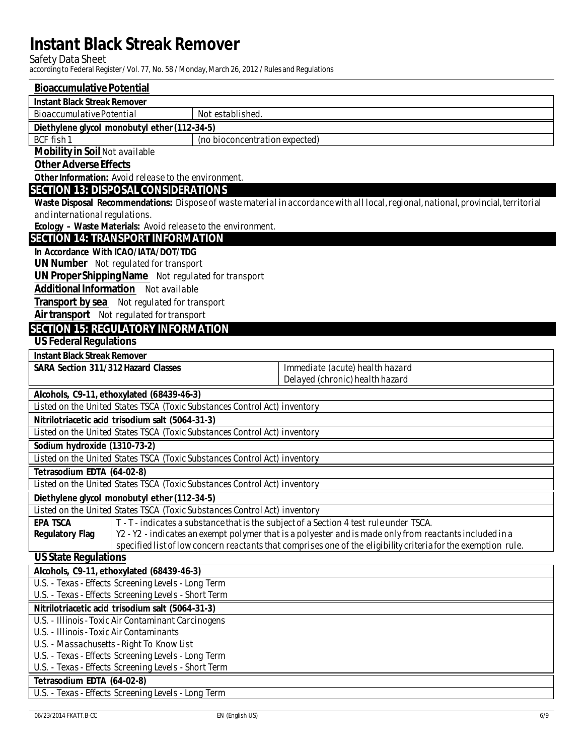### Bioaccumulative Potential

| Instant Black Streak Remover | |
|---|---|
| Bioaccumulative Potential | Not established. |
| **Diethylene glycol monobutyl ether (112-34-5)** | |
| BCF fish 1 | (no bioconcentration expected) |

**Mobility in Soil** Not available

**Other Adverse Effects**

**Other Information:** Avoid release to the environment.

## SECTION 13: DISPOSAL CONSIDERATIONS

**Waste Disposal Recommendations:** Dispose of waste material in accordance with all local, regional, national, provincial, territorial and international regulations.

**Ecology – Waste Materials:** Avoid release to the environment.

## SECTION 14: TRANSPORT INFORMATION

**In Accordance With ICAO/IATA/DOT/TDG**

**UN Number** Not regulated for transport

**UN Proper Shipping Name** Not regulated for transport

**Additional Information** Not available

**Transport by sea** Not regulated for transport

**Air transport** Not regulated for transport

## SECTION 15: REGULATORY INFORMATION

### US Federal Regulations

| Instant Black Streak Remover | |
|---|---|
| **SARA Section 311/312 Hazard Classes** | Immediate (acute) health hazard<br>Delayed (chronic) health hazard |

| Alcohols, C9-11, ethoxylated (68439-46-3) |
|---|
| Listed on the United States TSCA (Toxic Substances Control Act) inventory |

| Nitrilotriacetic acid trisodium salt (5064-31-3) |
|---|
| Listed on the United States TSCA (Toxic Substances Control Act) inventory |

| Sodium hydroxide (1310-73-2) |
|---|
| Listed on the United States TSCA (Toxic Substances Control Act) inventory |

| Tetrasodium EDTA (64-02-8) |
|---|
| Listed on the United States TSCA (Toxic Substances Control Act) inventory |

| Diethylene glycol monobutyl ether (112-34-5) | |
|---|---|
| Listed on the United States TSCA (Toxic Substances Control Act) inventory | |
| **EPA TSCA Regulatory Flag** | T - T - indicates a substance that is the subject of a Section 4 test rule under TSCA.<br>Y2 - Y2 - indicates an exempt polymer that is a polyester and is made only from reactants included in a specified list of low concern reactants that comprises one of the eligibility criteria for the exemption rule. |

### US State Regulations

| Alcohols, C9-11, ethoxylated (68439-46-3) |
|---|
| U.S. - Texas - Effects Screening Levels - Long Term |
| U.S. - Texas - Effects Screening Levels - Short Term |

| Nitrilotriacetic acid trisodium salt (5064-31-3) |
|---|
| U.S. - Illinois - Toxic Air Contaminant Carcinogens |
| U.S. - Illinois - Toxic Air Contaminants |
| U.S. - Massachusetts - Right To Know List |
| U.S. - Texas - Effects Screening Levels - Long Term |
| U.S. - Texas - Effects Screening Levels - Short Term |

| Tetrasodium EDTA (64-02-8) |
|---|
| U.S. - Texas - Effects Screening Levels - Long Term |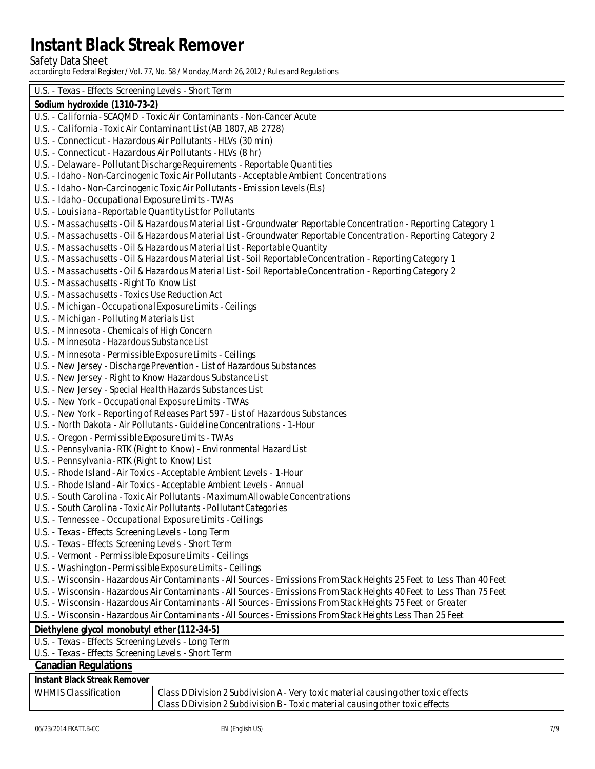U.S. - Texas - Effects Screening Levels - Short Term

**Sodium hydroxide (1310-73-2)**

U.S. - California - SCAQMD - Toxic Air Contaminants - Non-Cancer Acute
U.S. - California - Toxic Air Contaminant List (AB 1807, AB 2728)
U.S. - Connecticut - Hazardous Air Pollutants - HLVs (30 min)
U.S. - Connecticut - Hazardous Air Pollutants - HLVs (8 hr)
U.S. - Delaware - Pollutant Discharge Requirements - Reportable Quantities
U.S. - Idaho - Non-Carcinogenic Toxic Air Pollutants - Acceptable Ambient Concentrations
U.S. - Idaho - Non-Carcinogenic Toxic Air Pollutants - Emission Levels (ELs)
U.S. - Idaho - Occupational Exposure Limits - TWAs
U.S. - Louisiana - Reportable Quantity List for Pollutants
U.S. - Massachusetts - Oil & Hazardous Material List - Groundwater Reportable Concentration - Reporting Category 1
U.S. - Massachusetts - Oil & Hazardous Material List - Groundwater Reportable Concentration - Reporting Category 2
U.S. - Massachusetts - Oil & Hazardous Material List - Reportable Quantity
U.S. - Massachusetts - Oil & Hazardous Material List - Soil Reportable Concentration - Reporting Category 1
U.S. - Massachusetts - Oil & Hazardous Material List - Soil Reportable Concentration - Reporting Category 2
U.S. - Massachusetts - Right To Know List
U.S. - Massachusetts - Toxics Use Reduction Act
U.S. - Michigan - Occupational Exposure Limits - Ceilings
U.S. - Michigan - Polluting Materials List
U.S. - Minnesota - Chemicals of High Concern
U.S. - Minnesota - Hazardous Substance List
U.S. - Minnesota - Permissible Exposure Limits - Ceilings
U.S. - New Jersey - Discharge Prevention - List of Hazardous Substances
U.S. - New Jersey - Right to Know Hazardous Substance List
U.S. - New Jersey - Special Health Hazards Substances List
U.S. - New York - Occupational Exposure Limits - TWAs
U.S. - New York - Reporting of Releases Part 597 - List of Hazardous Substances
U.S. - North Dakota - Air Pollutants - Guideline Concentrations - 1-Hour
U.S. - Oregon - Permissible Exposure Limits - TWAs
U.S. - Pennsylvania - RTK (Right to Know) - Environmental Hazard List
U.S. - Pennsylvania - RTK (Right to Know) List
U.S. - Rhode Island - Air Toxics - Acceptable Ambient Levels - 1-Hour
U.S. - Rhode Island - Air Toxics - Acceptable Ambient Levels - Annual
U.S. - South Carolina - Toxic Air Pollutants - Maximum Allowable Concentrations
U.S. - South Carolina - Toxic Air Pollutants - Pollutant Categories
U.S. - Tennessee - Occupational Exposure Limits - Ceilings
U.S. - Texas - Effects Screening Levels - Long Term
U.S. - Texas - Effects Screening Levels - Short Term
U.S. - Vermont - Permissible Exposure Limits - Ceilings
U.S. - Washington - Permissible Exposure Limits - Ceilings
U.S. - Wisconsin - Hazardous Air Contaminants - All Sources - Emissions From Stack Heights 25 Feet to Less Than 40 Feet
U.S. - Wisconsin - Hazardous Air Contaminants - All Sources - Emissions From Stack Heights 40 Feet to Less Than 75 Feet
U.S. - Wisconsin - Hazardous Air Contaminants - All Sources - Emissions From Stack Heights 75 Feet or Greater
U.S. - Wisconsin - Hazardous Air Contaminants - All Sources - Emissions From Stack Heights Less Than 25 Feet

**Diethylene glycol monobutyl ether (112-34-5)**

U.S. - Texas - Effects Screening Levels - Long Term
U.S. - Texas - Effects Screening Levels - Short Term

## Canadian Regulations

**Instant Black Streak Remover**

| WHMIS Classification | Class D Division 2 Subdivision A - Very toxic material causing other toxic effects<br>Class D Division 2 Subdivision B - Toxic material causing other toxic effects |
|---|---|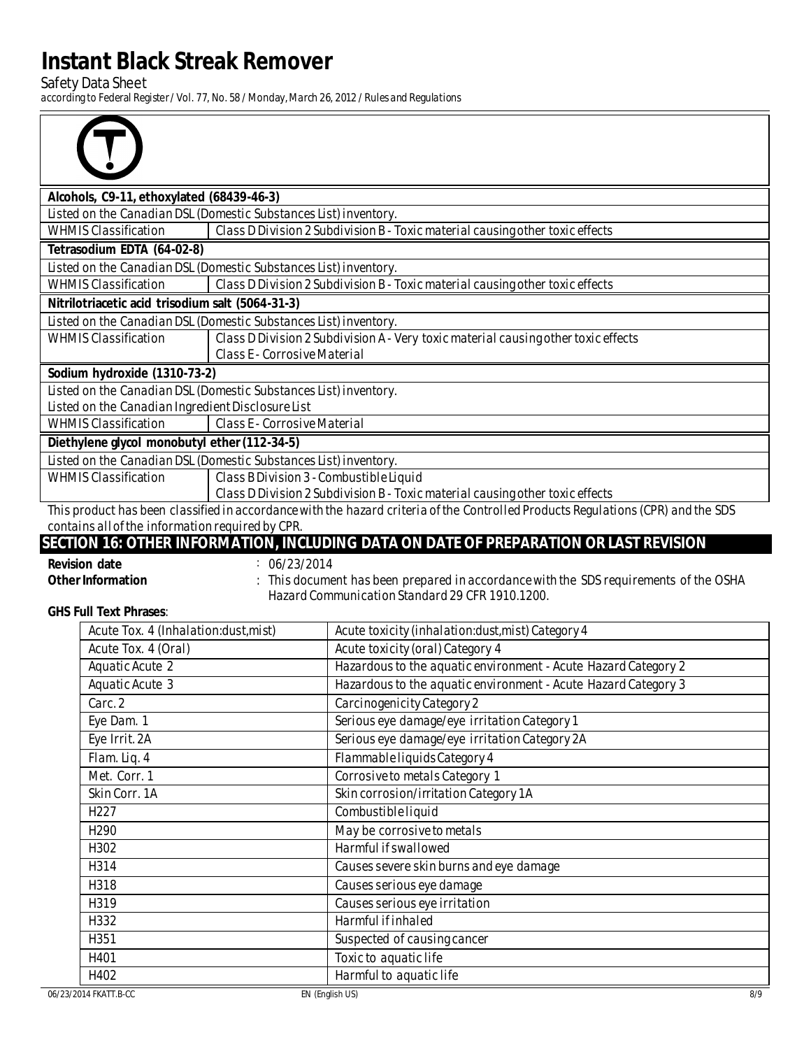| Alcohols, C9-11, ethoxylated (68439-46-3) | |
|---|---|
| Listed on the Canadian DSL (Domestic Substances List) inventory. | |
| WHMIS Classification | Class D Division 2 Subdivision B - Toxic material causing other toxic effects |

| Tetrasodium EDTA (64-02-8) | |
|---|---|
| Listed on the Canadian DSL (Domestic Substances List) inventory. | |
| WHMIS Classification | Class D Division 2 Subdivision B - Toxic material causing other toxic effects |

| Nitrilotriacetic acid trisodium salt (5064-31-3) | |
|---|---|
| Listed on the Canadian DSL (Domestic Substances List) inventory. | |
| WHMIS Classification | Class D Division 2 Subdivision A - Very toxic material causing other toxic effects<br>Class E - Corrosive Material |

| Sodium hydroxide (1310-73-2) | |
|---|---|
| Listed on the Canadian DSL (Domestic Substances List) inventory. | |
| Listed on the Canadian Ingredient Disclosure List | |
| WHMIS Classification | Class E - Corrosive Material |

| Diethylene glycol monobutyl ether (112-34-5) | |
|---|---|
| Listed on the Canadian DSL (Domestic Substances List) inventory. | |
| WHMIS Classification | Class B Division 3 - Combustible Liquid<br>Class D Division 2 Subdivision B - Toxic material causing other toxic effects |

This product has been classified in accordance with the hazard criteria of the Controlled Products Regulations (CPR) and the SDS contains all of the information required by CPR.

## SECTION 16: OTHER INFORMATION, INCLUDING DATA ON DATE OF PREPARATION OR LAST REVISION

**Revision date** : 06/23/2014

**Other Information** : This document has been prepared in accordance with the SDS requirements of the OSHA Hazard Communication Standard 29 CFR 1910.1200.

**GHS Full Text Phrases**:

| | |
|---|---|
| Acute Tox. 4 (Inhalation:dust,mist) | Acute toxicity (inhalation:dust,mist) Category 4 |
| Acute Tox. 4 (Oral) | Acute toxicity (oral) Category 4 |
| Aquatic Acute 2 | Hazardous to the aquatic environment - Acute Hazard Category 2 |
| Aquatic Acute 3 | Hazardous to the aquatic environment - Acute Hazard Category 3 |
| Carc. 2 | Carcinogenicity Category 2 |
| Eye Dam. 1 | Serious eye damage/eye irritation Category 1 |
| Eye Irrit. 2A | Serious eye damage/eye irritation Category 2A |
| Flam. Liq. 4 | Flammable liquids Category 4 |
| Met. Corr. 1 | Corrosive to metals Category 1 |
| Skin Corr. 1A | Skin corrosion/irritation Category 1A |
| H227 | Combustible liquid |
| H290 | May be corrosive to metals |
| H302 | Harmful if swallowed |
| H314 | Causes severe skin burns and eye damage |
| H318 | Causes serious eye damage |
| H319 | Causes serious eye irritation |
| H332 | Harmful if inhaled |
| H351 | Suspected of causing cancer |
| H401 | Toxic to aquatic life |
| H402 | Harmful to aquatic life |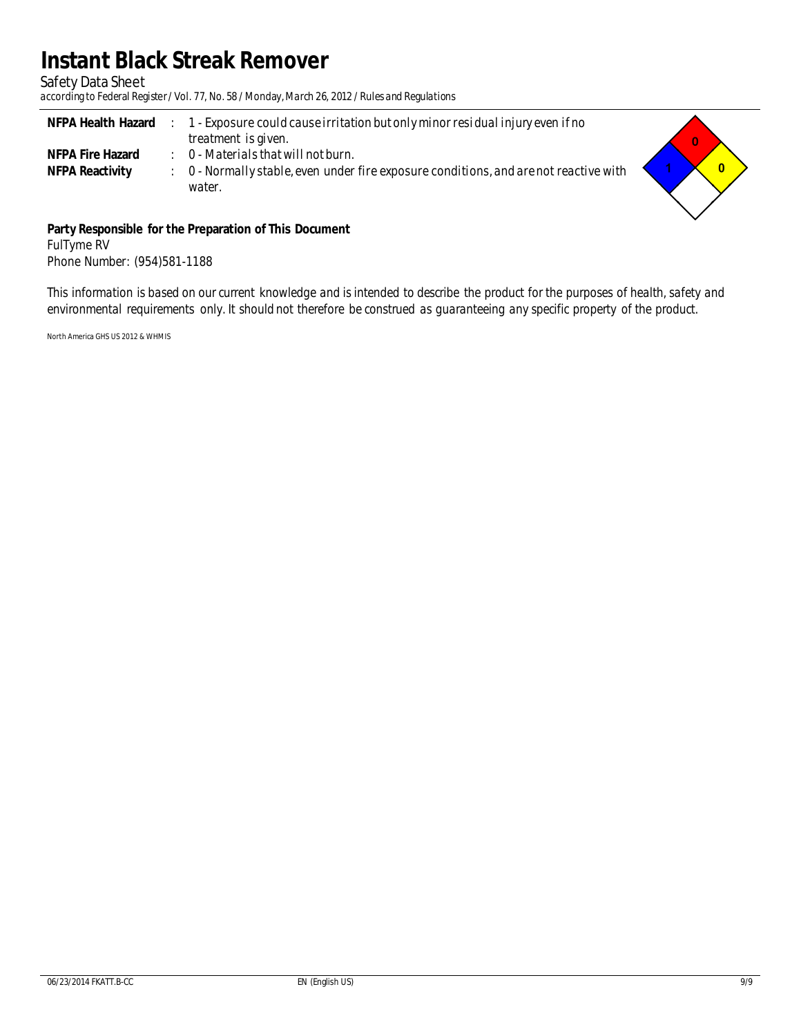| | | |
|---|---|---|
| **NFPA Health Hazard** | : | 1 - Exposure could cause irritation but only minor residual injury even if no treatment is given. |
| **NFPA Fire Hazard** | : | 0 - Materials that will not burn. |
| **NFPA Reactivity** | : | 0 - Normally stable, even under fire exposure conditions, and are not reactive with water. |

0
1
0

**Party Responsible for the Preparation of This Document**
FulTyme RV
Phone Number: (954)581-1188

*This information is based on our current knowledge and is intended to describe the product for the purposes of health, safety and environmental requirements only. It should not therefore be construed as guaranteeing any specific property of the product.*

North America GHS US 2012 & WHMIS